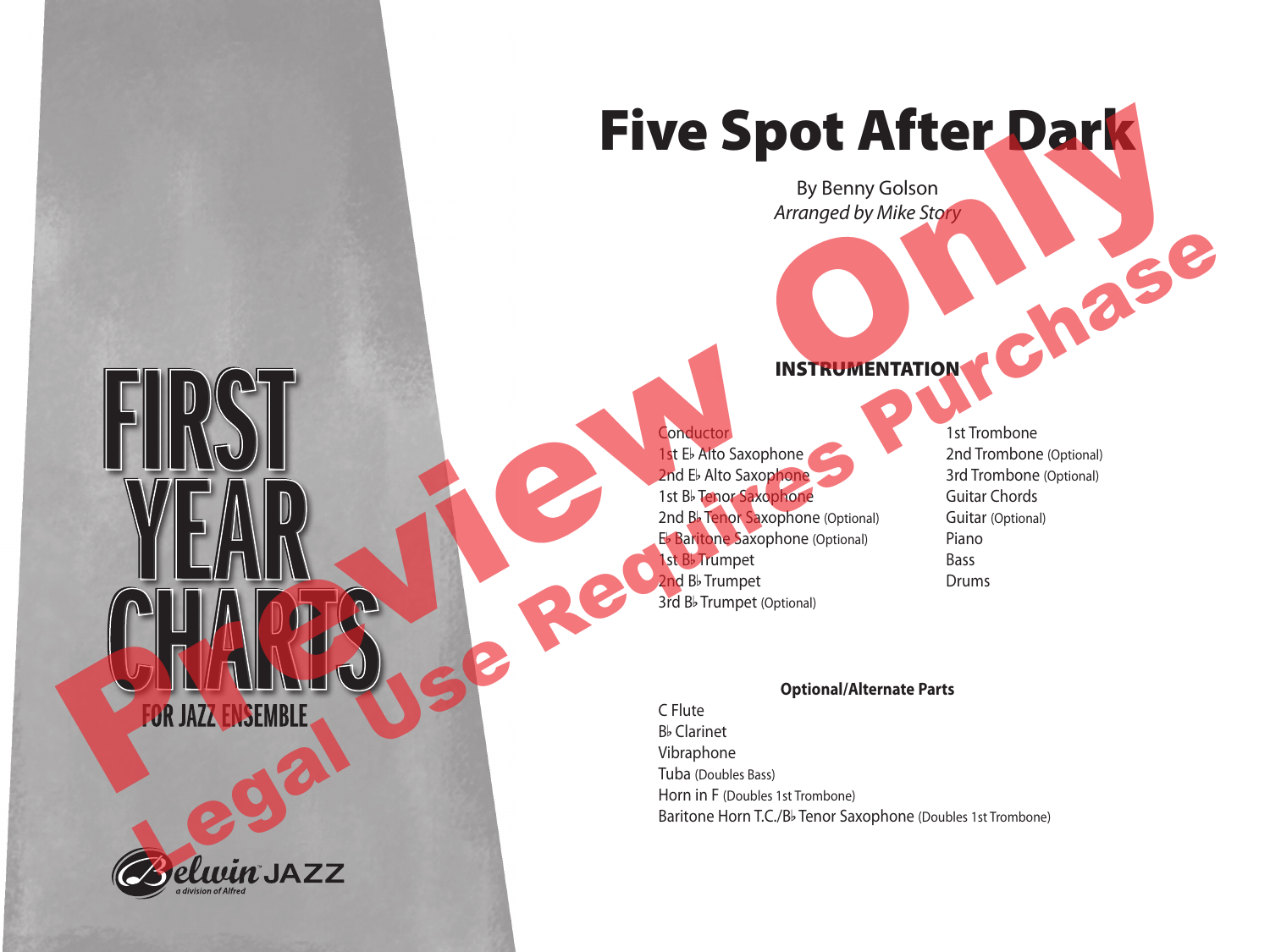# Five Spot After Dark

By Benny Golson
*Arranged by Mike Story*

FIRST YEAR CHARTS FOR JAZZ ENSEMBLE

Preview Only
Legal Use Requires Purchase

## INSTRUMENTATION

- Conductor
- 1st E♭ Alto Saxophone
- 2nd E♭ Alto Saxophone
- 1st B♭ Tenor Saxophone
- 2nd B♭ Tenor Saxophone (Optional)
- E♭ Baritone Saxophone (Optional)
- 1st B♭ Trumpet
- 2nd B♭ Trumpet
- 3rd B♭ Trumpet (Optional)
- 1st Trombone
- 2nd Trombone (Optional)
- 3rd Trombone (Optional)
- Guitar Chords
- Guitar (Optional)
- Piano
- Bass
- Drums

**Optional/Alternate Parts**

- C Flute
- B♭ Clarinet
- Vibraphone
- Tuba (Doubles Bass)
- Horn in F (Doubles 1st Trombone)
- Baritone Horn T.C./B♭ Tenor Saxophone (Doubles 1st Trombone)

Belwin JAZZ
a division of Alfred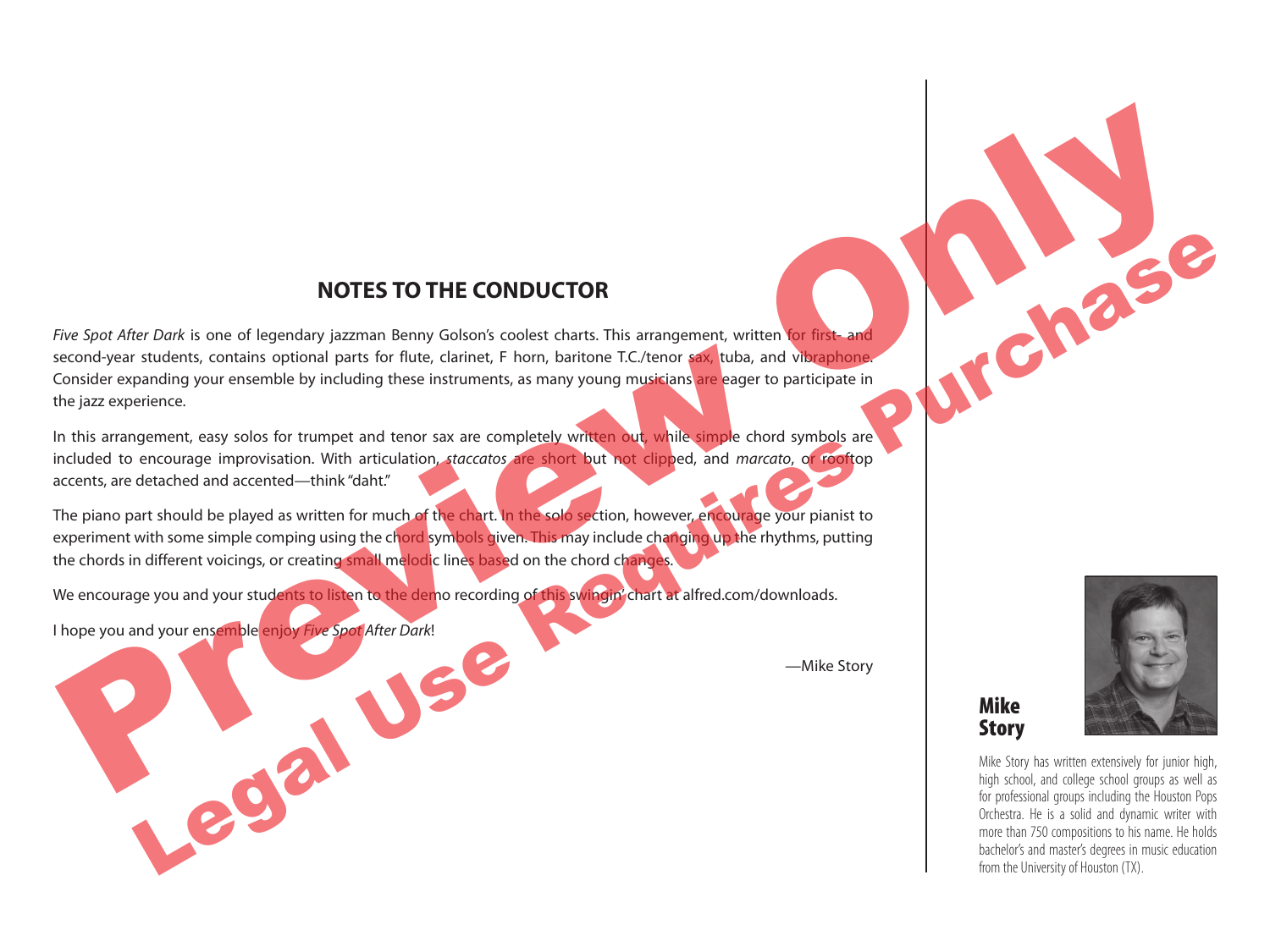## NOTES TO THE CONDUCTOR

*Five Spot After Dark* is one of legendary jazzman Benny Golson's coolest charts. This arrangement, written for first- and second-year students, contains optional parts for flute, clarinet, F horn, baritone T.C./tenor sax, tuba, and vibraphone. Consider expanding your ensemble by including these instruments, as many young musicians are eager to participate in the jazz experience.

In this arrangement, easy solos for trumpet and tenor sax are completely written out, while simple chord symbols are included to encourage improvisation. With articulation, *staccatos* are short but not clipped, and *marcato*, or rooftop accents, are detached and accented—think "daht."

The piano part should be played as written for much of the chart. In the solo section, however, encourage your pianist to experiment with some simple comping using the chord symbols given. This may include changing up the rhythms, putting the chords in different voicings, or creating small melodic lines based on the chord changes.

We encourage you and your students to listen to the demo recording of this swingin' chart at alfred.com/downloads.

I hope you and your ensemble enjoy *Five Spot After Dark*!

—Mike Story

**Mike Story**

Mike Story has written extensively for junior high, high school, and college school groups as well as for professional groups including the Houston Pops Orchestra. He is a solid and dynamic writer with more than 750 compositions to his name. He holds bachelor's and master's degrees in music education from the University of Houston (TX).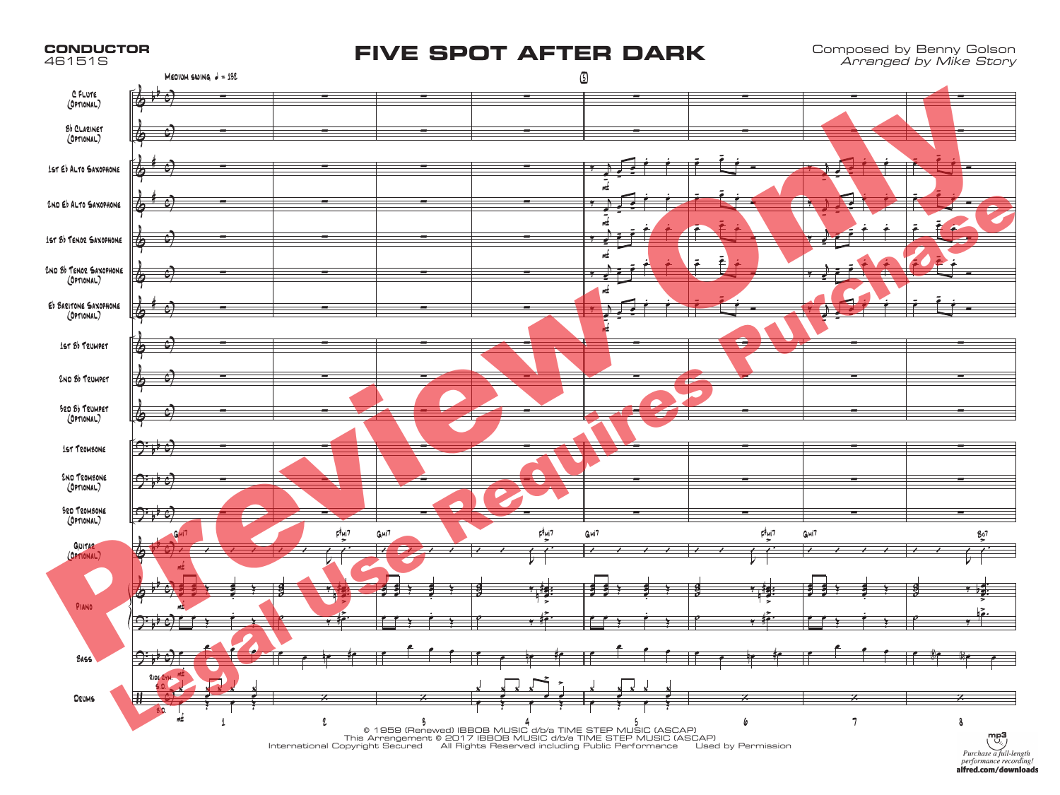# FIVE SPOT AFTER DARK

**CONDUCTOR**
46151S

Composed by Benny Golson
*Arranged by Mike Story*

Medium swing ♩ = 152

C Flute (Optional)
B♭ Clarinet (Optional)
1st E♭ Alto Saxophone
2nd E♭ Alto Saxophone
1st B♭ Tenor Saxophone
2nd B♭ Tenor Saxophone (Optional)
E♭ Baritone Saxophone (Optional)
1st B♭ Trumpet
2nd B♭ Trumpet
3rd B♭ Trumpet (Optional)
1st Trombone
2nd Trombone (Optional)
3rd Trombone (Optional)
Guitar (Optional)
Piano
Bass
Drums

Gmi7 F♯mi7 Gmi7 F♯mi7 Gmi7 F♯mi7 Gmi7 B♭7

Ride Cym. *mf*

© 1959 (Renewed) IBBOB MUSIC d/b/a TIME STEP MUSIC (ASCAP)
This Arrangement © 2017 IBBOB MUSIC d/b/a TIME STEP MUSIC (ASCAP)
International Copyright Secured All Rights Reserved including Public Performance Used by Permission

*Purchase a full-length performance recording!*
**alfred.com/downloads**

Preview Only
Legal Use Requires Purchase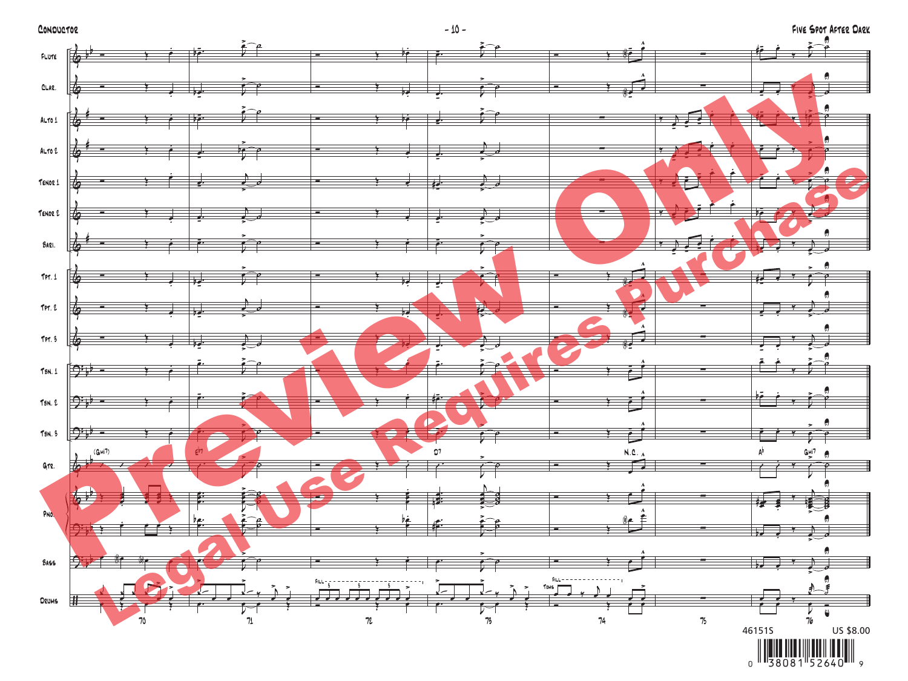Preview Only

Legal Use Requires Purchase

46151S US $8.00

0 38081 52640 9